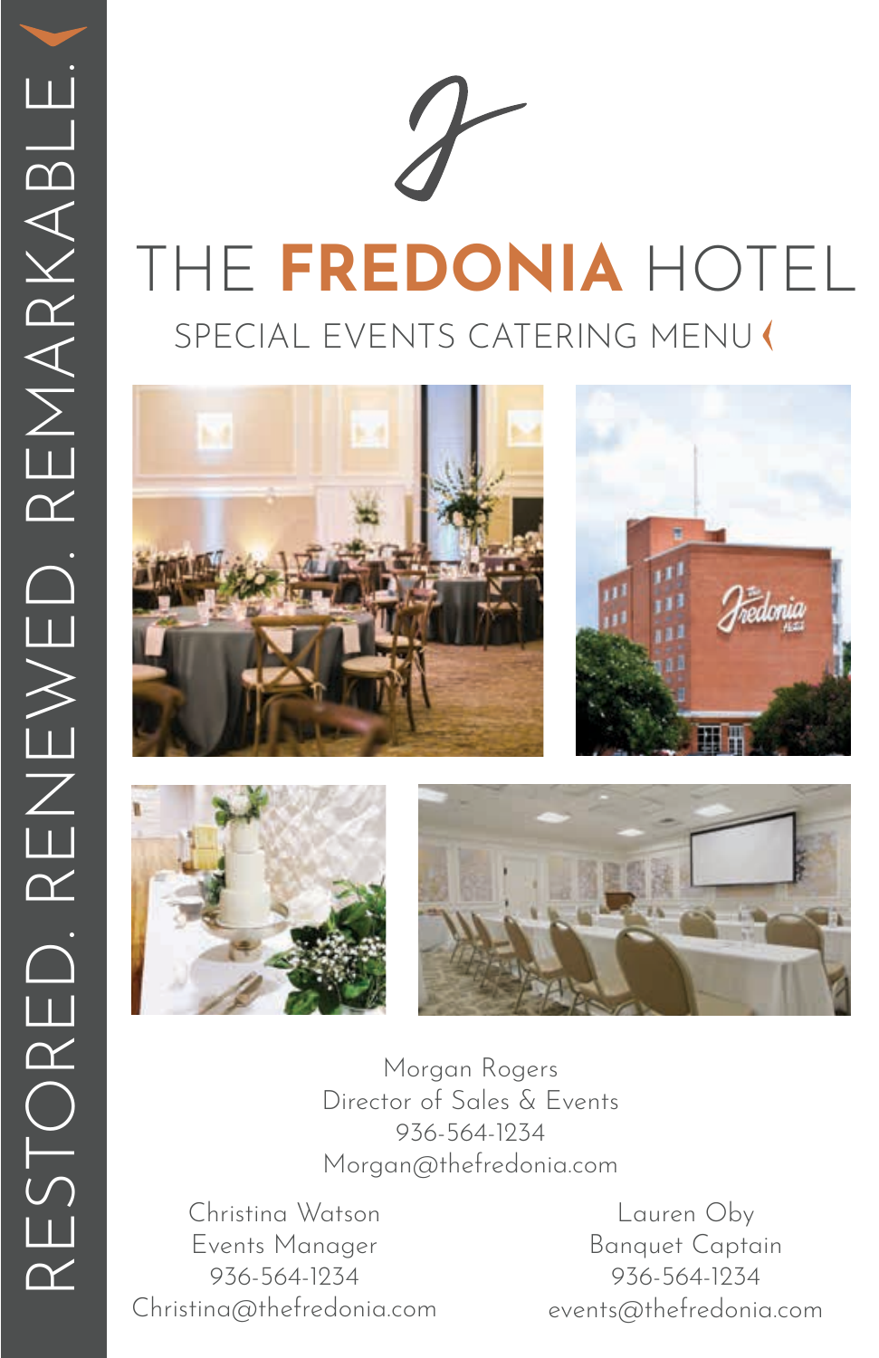RESTORED. RENEWED. REMARKABLE.

# THE **FREDONIA** HOTEL

## SPECIAL EVENTS CATERING MENU

Morgan Rogers
Director of Sales & Events
936-564-1234
Morgan@thefredonia.com

Christina Watson
Events Manager
936-564-1234
Christina@thefredonia.com

Lauren Oby
Banquet Captain
936-564-1234
events@thefredonia.com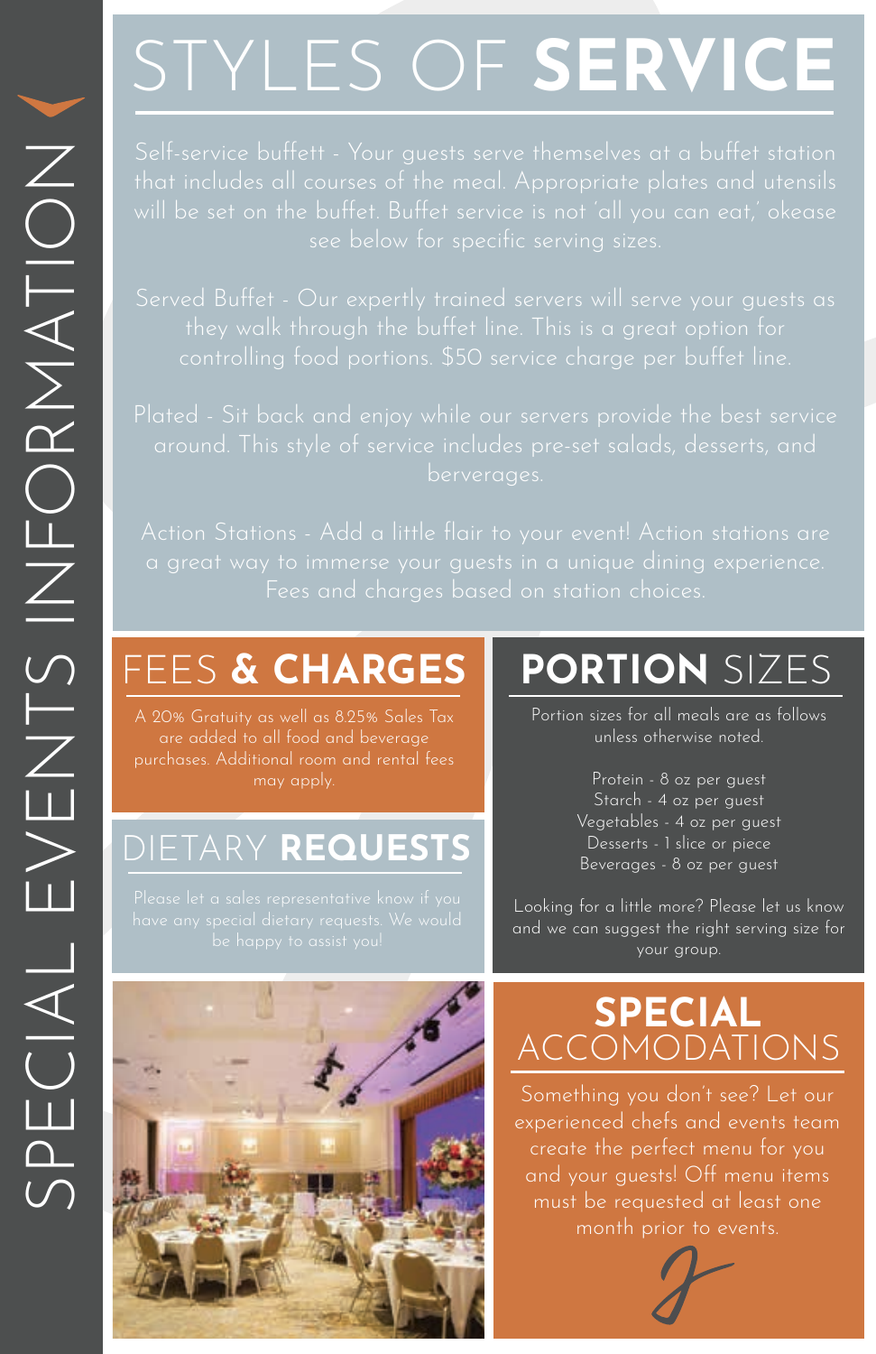# SPECIAL EVENTS INFORMATION

## STYLES OF **SERVICE**

Self-service buffett - Your guests serve themselves at a buffet station that includes all courses of the meal. Appropriate plates and utensils will be set on the buffet. Buffet service is not 'all you can eat,' okease see below for specific serving sizes.

Served Buffet - Our expertly trained servers will serve your guests as they walk through the buffet line. This is a great option for controlling food portions. $50 service charge per buffet line.

Plated - Sit back and enjoy while our servers provide the best service around. This style of service includes pre-set salads, desserts, and berverages.

Action Stations - Add a little flair to your event! Action stations are a great way to immerse your guests in a unique dining experience. Fees and charges based on station choices.

## FEES **& CHARGES**

A 20% Gratuity as well as 8.25% Sales Tax are added to all food and beverage purchases. Additional room and rental fees may apply.

## DIETARY **REQUESTS**

Please let a sales representative know if you have any special dietary requests. We would be happy to assist you!

## **PORTION** SIZES

Portion sizes for all meals are as follows unless otherwise noted.

Protein - 8 oz per guest
Starch - 4 oz per guest
Vegetables - 4 oz per guest
Desserts - 1 slice or piece
Beverages - 8 oz per guest

Looking for a little more? Please let us know and we can suggest the right serving size for your group.

## **SPECIAL** ACCOMODATIONS

Something you don't see? Let our experienced chefs and events team create the perfect menu for you and your guests! Off menu items must be requested at least one month prior to events.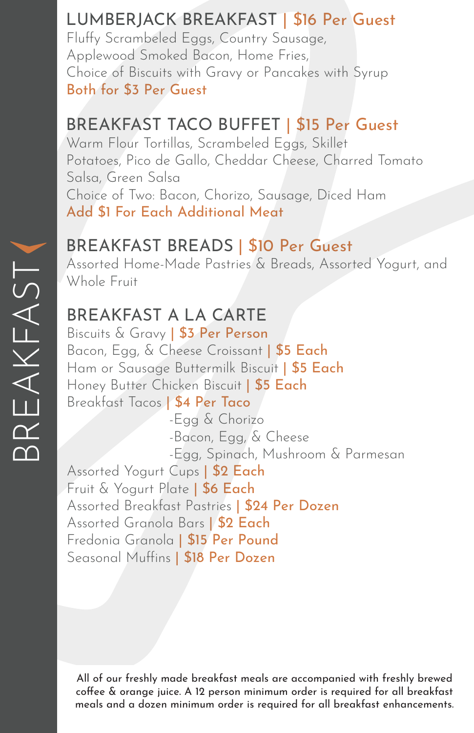# BREAKFAST

## LUMBERJACK BREAKFAST | $16 Per Guest

Fluffy Scrambeled Eggs, Country Sausage, Applewood Smoked Bacon, Home Fries, Choice of Biscuits with Gravy or Pancakes with Syrup

Both for $3 Per Guest

## BREAKFAST TACO BUFFET | $15 Per Guest

Warm Flour Tortillas, Scrambeled Eggs, Skillet Potatoes, Pico de Gallo, Cheddar Cheese, Charred Tomato Salsa, Green Salsa

Choice of Two: Bacon, Chorizo, Sausage, Diced Ham

Add $1 For Each Additional Meat

## BREAKFAST BREADS | $10 Per Guest

Assorted Home-Made Pastries & Breads, Assorted Yogurt, and Whole Fruit

## BREAKFAST A LA CARTE

Biscuits & Gravy | $3 Per Person

Bacon, Egg, & Cheese Croissant | $5 Each

Ham or Sausage Buttermilk Biscuit | $5 Each

Honey Butter Chicken Biscuit | $5 Each

Breakfast Tacos | $4 Per Taco

- Egg & Chorizo
- Bacon, Egg, & Cheese
- Egg, Spinach, Mushroom & Parmesan

Assorted Yogurt Cups | $2 Each

Fruit & Yogurt Plate | $6 Each

Assorted Breakfast Pastries | $24 Per Dozen

Assorted Granola Bars | $2 Each

Fredonia Granola | $15 Per Pound

Seasonal Muffins | $18 Per Dozen

All of our freshly made breakfast meals are accompanied with freshly brewed coffee & orange juice. A 12 person minimum order is required for all breakfast meals and a dozen minimum order is required for all breakfast enhancements.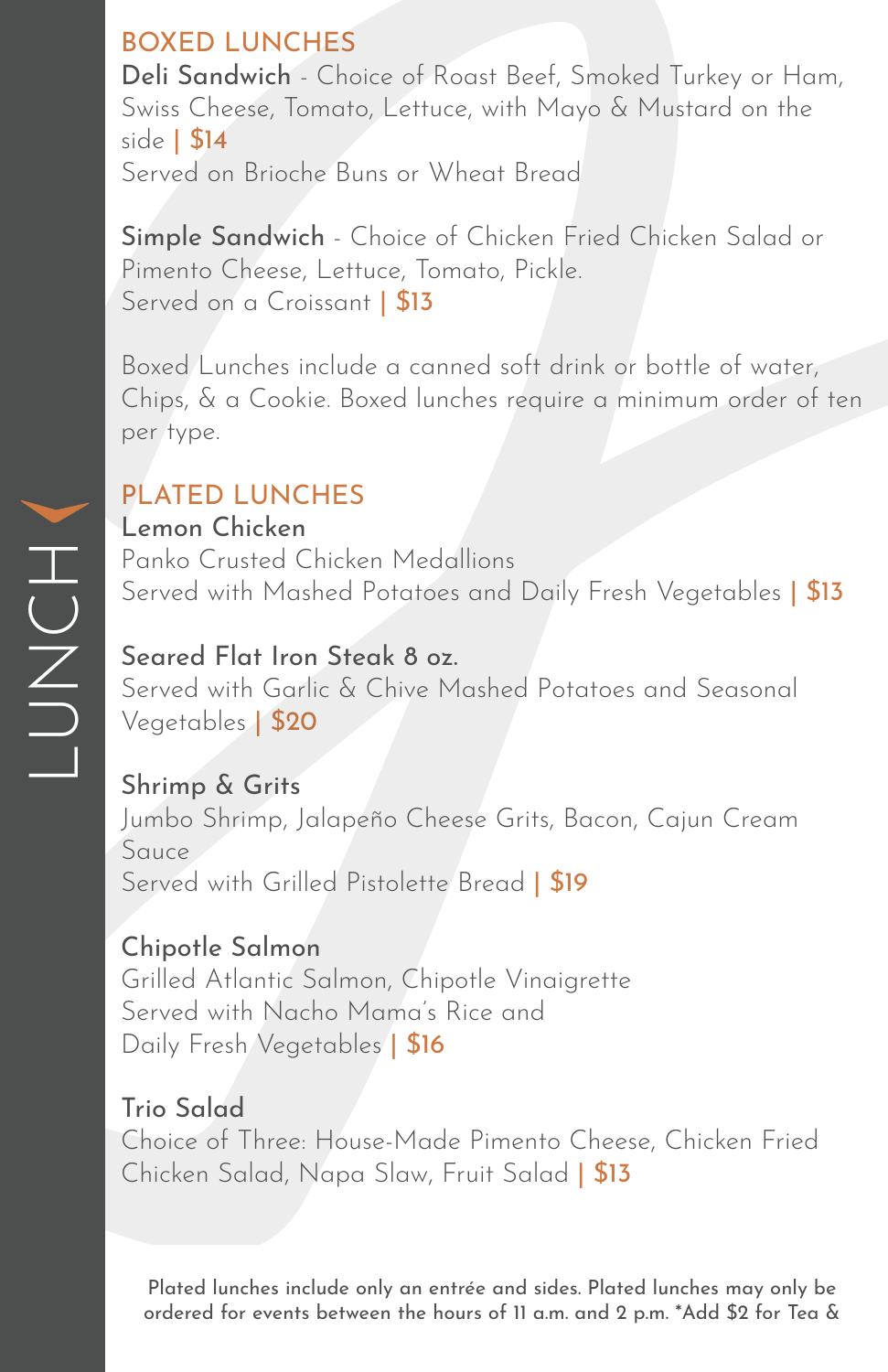# LUNCH

## BOXED LUNCHES

**Deli Sandwich** - Choice of Roast Beef, Smoked Turkey or Ham, Swiss Cheese, Tomato, Lettuce, with Mayo & Mustard on the side | $14
Served on Brioche Buns or Wheat Bread

**Simple Sandwich** - Choice of Chicken Fried Chicken Salad or Pimento Cheese, Lettuce, Tomato, Pickle.
Served on a Croissant | $13

Boxed Lunches include a canned soft drink or bottle of water, Chips, & a Cookie. Boxed lunches require a minimum order of ten per type.

## PLATED LUNCHES

**Lemon Chicken**
Panko Crusted Chicken Medallions
Served with Mashed Potatoes and Daily Fresh Vegetables | $13

**Seared Flat Iron Steak 8 oz.**
Served with Garlic & Chive Mashed Potatoes and Seasonal Vegetables | $20

**Shrimp & Grits**
Jumbo Shrimp, Jalapeño Cheese Grits, Bacon, Cajun Cream Sauce
Served with Grilled Pistolette Bread | $19

**Chipotle Salmon**
Grilled Atlantic Salmon, Chipotle Vinaigrette
Served with Nacho Mama's Rice and
Daily Fresh Vegetables | $16

**Trio Salad**
Choice of Three: House-Made Pimento Cheese, Chicken Fried Chicken Salad, Napa Slaw, Fruit Salad | $13

Plated lunches include only an entrée and sides. Plated lunches may only be ordered for events between the hours of 11 a.m. and 2 p.m. *Add $2 for Tea &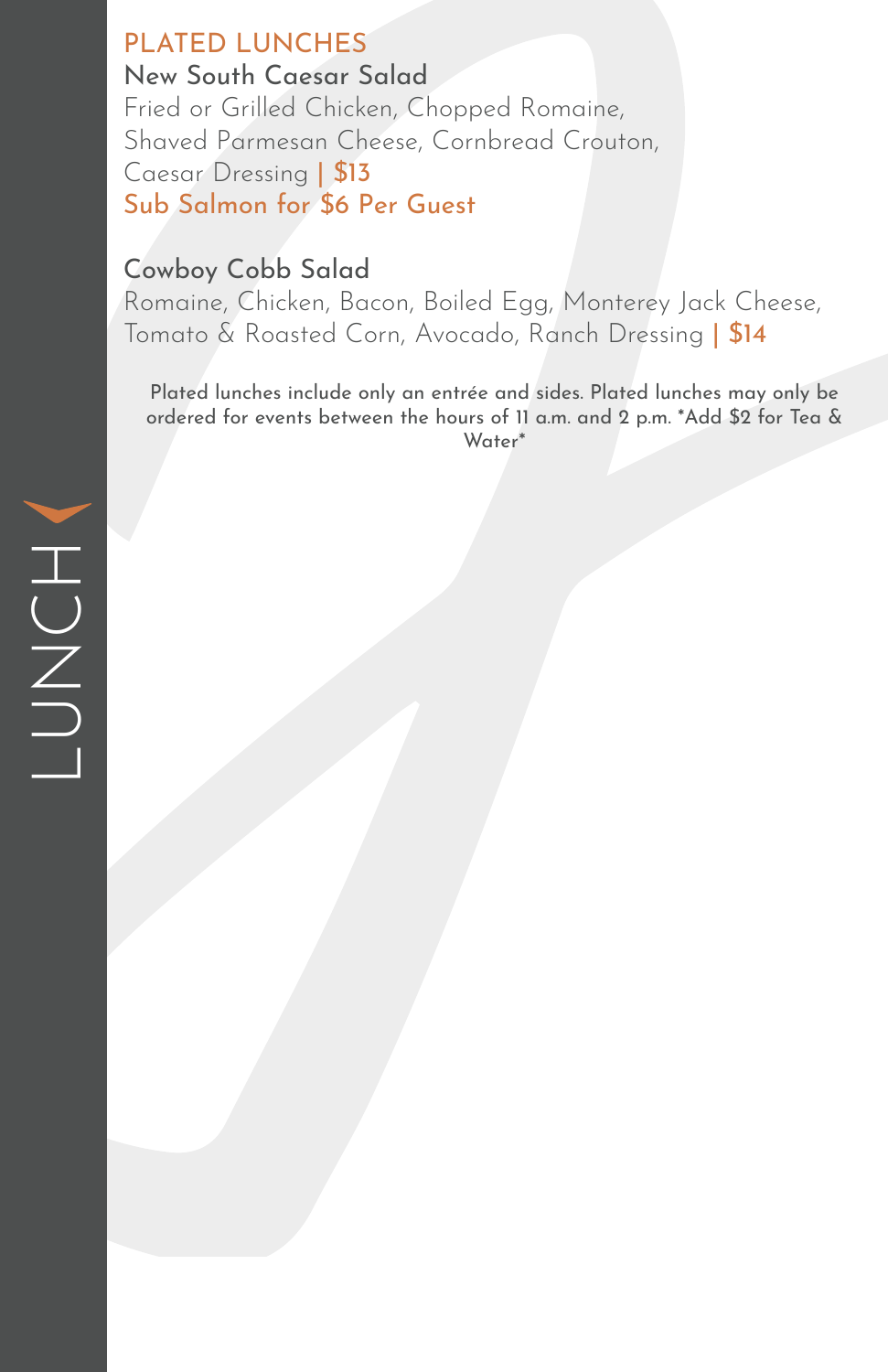LUNCH

## PLATED LUNCHES

### New South Caesar Salad

Fried or Grilled Chicken, Chopped Romaine, Shaved Parmesan Cheese, Cornbread Crouton, Caesar Dressing | $13

Sub Salmon for $6 Per Guest

### Cowboy Cobb Salad

Romaine, Chicken, Bacon, Boiled Egg, Monterey Jack Cheese, Tomato & Roasted Corn, Avocado, Ranch Dressing | $14

Plated lunches include only an entrée and sides. Plated lunches may only be ordered for events between the hours of 11 a.m. and 2 p.m. *Add $2 for Tea & Water*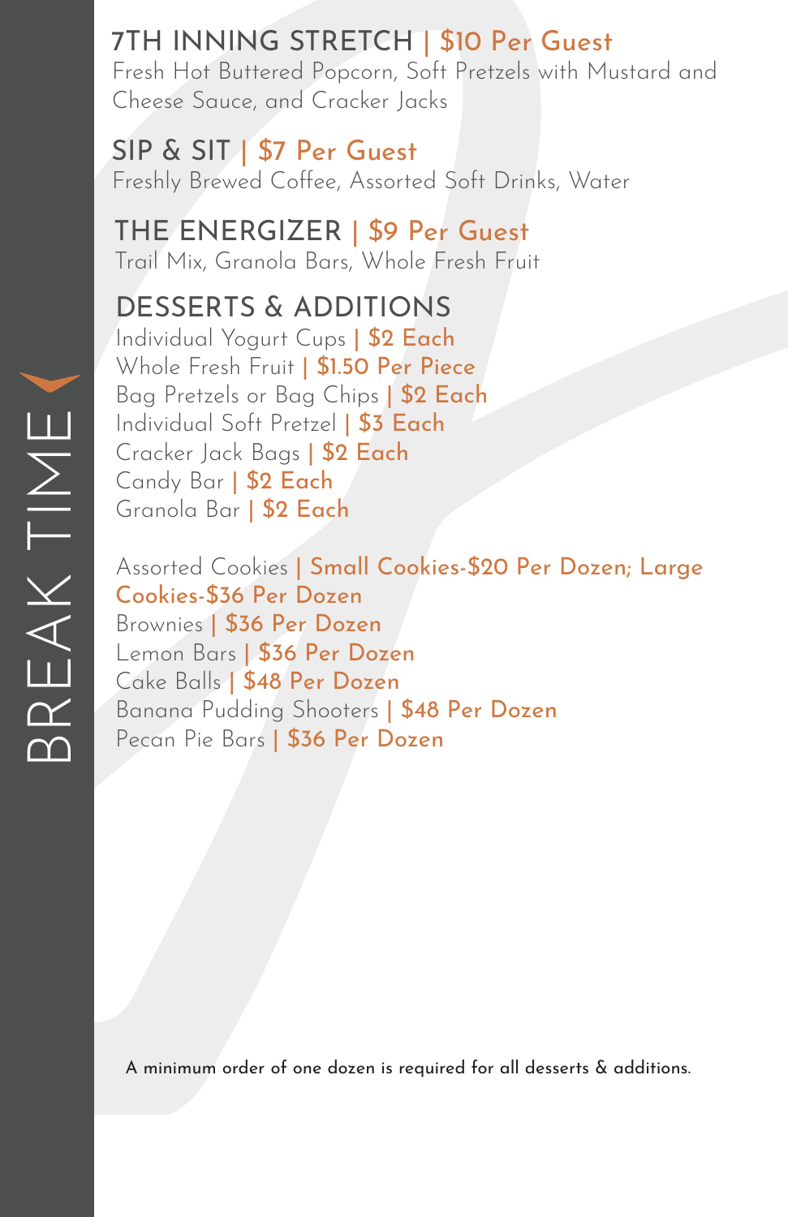# BREAK TIME

## 7TH INNING STRETCH | $10 Per Guest

Fresh Hot Buttered Popcorn, Soft Pretzels with Mustard and Cheese Sauce, and Cracker Jacks

## SIP & SIT | $7 Per Guest

Freshly Brewed Coffee, Assorted Soft Drinks, Water

## THE ENERGIZER | $9 Per Guest

Trail Mix, Granola Bars, Whole Fresh Fruit

## DESSERTS & ADDITIONS

Individual Yogurt Cups | $2 Each
Whole Fresh Fruit | $1.50 Per Piece
Bag Pretzels or Bag Chips | $2 Each
Individual Soft Pretzel | $3 Each
Cracker Jack Bags | $2 Each
Candy Bar | $2 Each
Granola Bar | $2 Each

Assorted Cookies | Small Cookies-$20 Per Dozen; Large Cookies-$36 Per Dozen
Brownies | $36 Per Dozen
Lemon Bars | $36 Per Dozen
Cake Balls | $48 Per Dozen
Banana Pudding Shooters | $48 Per Dozen
Pecan Pie Bars | $36 Per Dozen

A minimum order of one dozen is required for all desserts & additions.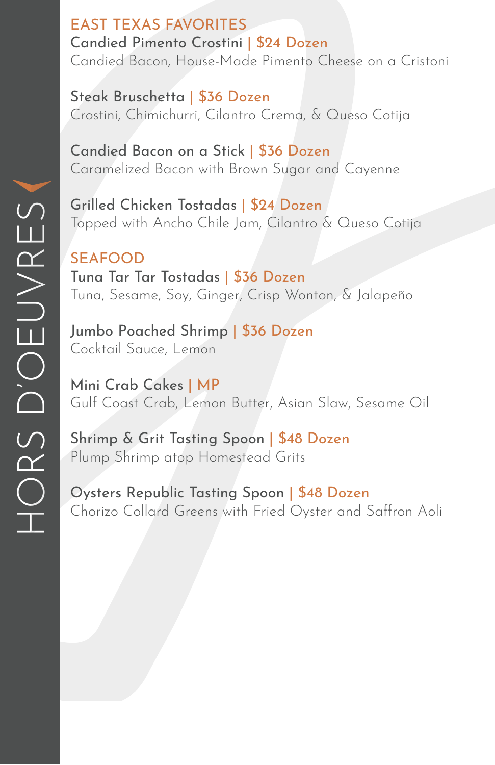# HORS D'OEUVRES

## EAST TEXAS FAVORITES

**Candied Pimento Crostini | $24 Dozen**
Candied Bacon, House-Made Pimento Cheese on a Cristoni

**Steak Bruschetta | $36 Dozen**
Crostini, Chimichurri, Cilantro Crema, & Queso Cotija

**Candied Bacon on a Stick | $36 Dozen**
Caramelized Bacon with Brown Sugar and Cayenne

**Grilled Chicken Tostadas | $24 Dozen**
Topped with Ancho Chile Jam, Cilantro & Queso Cotija

## SEAFOOD

**Tuna Tar Tar Tostadas | $36 Dozen**
Tuna, Sesame, Soy, Ginger, Crisp Wonton, & Jalapeño

**Jumbo Poached Shrimp | $36 Dozen**
Cocktail Sauce, Lemon

**Mini Crab Cakes | MP**
Gulf Coast Crab, Lemon Butter, Asian Slaw, Sesame Oil

**Shrimp & Grit Tasting Spoon | $48 Dozen**
Plump Shrimp atop Homestead Grits

**Oysters Republic Tasting Spoon | $48 Dozen**
Chorizo Collard Greens with Fried Oyster and Saffron Aoli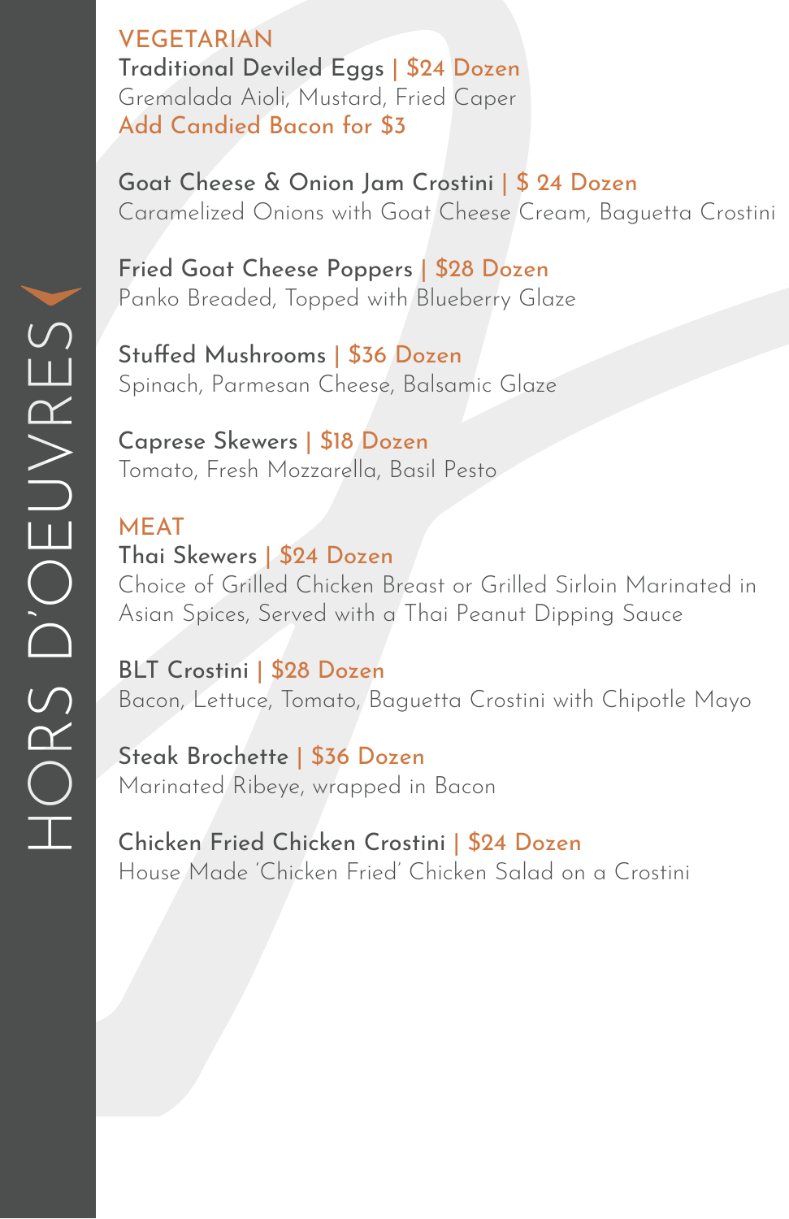# HORS D'OEUVRES

## VEGETARIAN

**Traditional Deviled Eggs | $24 Dozen**
Gremalada Aioli, Mustard, Fried Caper
Add Candied Bacon for $3

**Goat Cheese & Onion Jam Crostini | $ 24 Dozen**
Caramelized Onions with Goat Cheese Cream, Baguetta Crostini

**Fried Goat Cheese Poppers | $28 Dozen**
Panko Breaded, Topped with Blueberry Glaze

**Stuffed Mushrooms | $36 Dozen**
Spinach, Parmesan Cheese, Balsamic Glaze

**Caprese Skewers | $18 Dozen**
Tomato, Fresh Mozzarella, Basil Pesto

## MEAT

**Thai Skewers | $24 Dozen**
Choice of Grilled Chicken Breast or Grilled Sirloin Marinated in Asian Spices, Served with a Thai Peanut Dipping Sauce

**BLT Crostini | $28 Dozen**
Bacon, Lettuce, Tomato, Baguetta Crostini with Chipotle Mayo

**Steak Brochette | $36 Dozen**
Marinated Ribeye, wrapped in Bacon

**Chicken Fried Chicken Crostini | $24 Dozen**
House Made 'Chicken Fried' Chicken Salad on a Crostini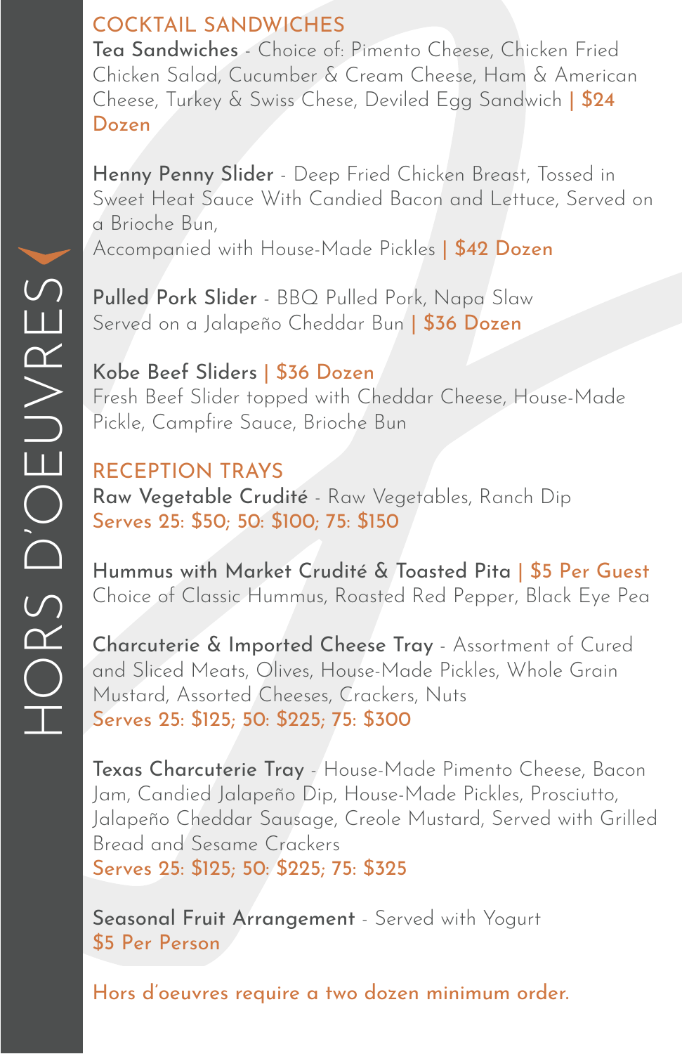# HORS D'OEUVRES

## COCKTAIL SANDWICHES

**Tea Sandwiches** - Choice of: Pimento Cheese, Chicken Fried Chicken Salad, Cucumber & Cream Cheese, Ham & American Cheese, Turkey & Swiss Chese, Deviled Egg Sandwich | $24 Dozen

**Henny Penny Slider** - Deep Fried Chicken Breast, Tossed in Sweet Heat Sauce With Candied Bacon and Lettuce, Served on a Brioche Bun,
Accompanied with House-Made Pickles | $42 Dozen

**Pulled Pork Slider** - BBQ Pulled Pork, Napa Slaw
Served on a Jalapeño Cheddar Bun | $36 Dozen

**Kobe Beef Sliders** | $36 Dozen
Fresh Beef Slider topped with Cheddar Cheese, House-Made Pickle, Campfire Sauce, Brioche Bun

## RECEPTION TRAYS

**Raw Vegetable Crudité** - Raw Vegetables, Ranch Dip
Serves 25: $50; 50: $100; 75: $150

**Hummus with Market Crudité & Toasted Pita** | $5 Per Guest
Choice of Classic Hummus, Roasted Red Pepper, Black Eye Pea

**Charcuterie & Imported Cheese Tray** - Assortment of Cured and Sliced Meats, Olives, House-Made Pickles, Whole Grain Mustard, Assorted Cheeses, Crackers, Nuts
Serves 25: $125; 50: $225; 75: $300

**Texas Charcuterie Tray** - House-Made Pimento Cheese, Bacon Jam, Candied Jalapeño Dip, House-Made Pickles, Prosciutto, Jalapeño Cheddar Sausage, Creole Mustard, Served with Grilled Bread and Sesame Crackers
Serves 25: $125; 50: $225; 75: $325

**Seasonal Fruit Arrangement** - Served with Yogurt
$5 Per Person

Hors d'oeuvres require a two dozen minimum order.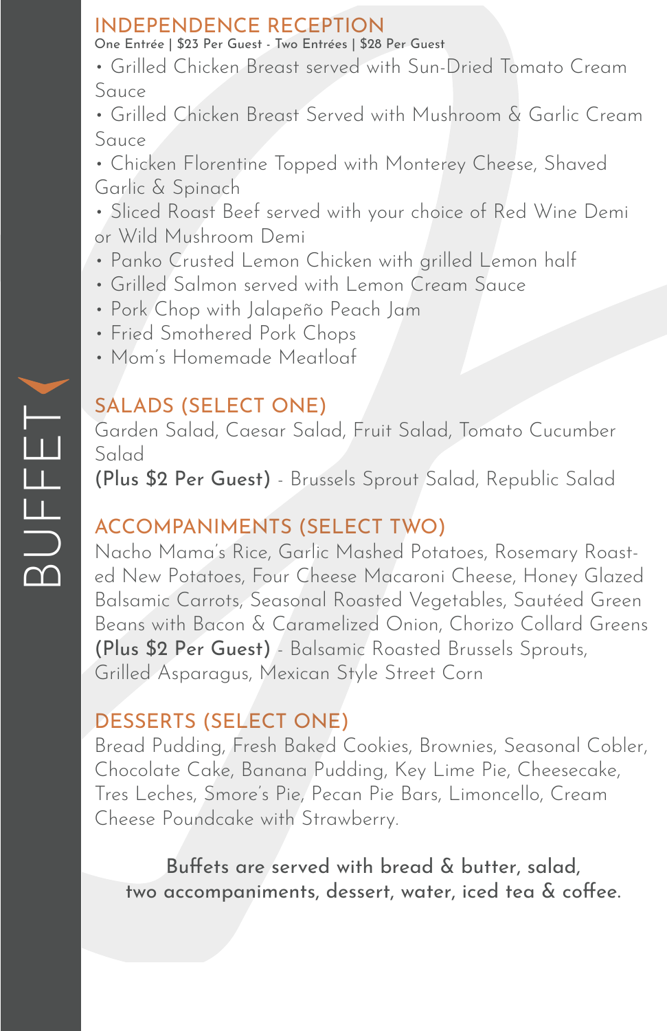# BUFFET

## INDEPENDENCE RECEPTION

**One Entrée | $23 Per Guest - Two Entrées | $28 Per Guest**

- Grilled Chicken Breast served with Sun-Dried Tomato Cream Sauce
- Grilled Chicken Breast Served with Mushroom & Garlic Cream Sauce
- Chicken Florentine Topped with Monterey Cheese, Shaved Garlic & Spinach
- Sliced Roast Beef served with your choice of Red Wine Demi or Wild Mushroom Demi
- Panko Crusted Lemon Chicken with grilled Lemon half
- Grilled Salmon served with Lemon Cream Sauce
- Pork Chop with Jalapeño Peach Jam
- Fried Smothered Pork Chops
- Mom's Homemade Meatloaf

## SALADS (SELECT ONE)

Garden Salad, Caesar Salad, Fruit Salad, Tomato Cucumber Salad

**(Plus $2 Per Guest)** - Brussels Sprout Salad, Republic Salad

## ACCOMPANIMENTS (SELECT TWO)

Nacho Mama's Rice, Garlic Mashed Potatoes, Rosemary Roasted New Potatoes, Four Cheese Macaroni Cheese, Honey Glazed Balsamic Carrots, Seasonal Roasted Vegetables, Sautéed Green Beans with Bacon & Caramelized Onion, Chorizo Collard Greens

**(Plus $2 Per Guest)** - Balsamic Roasted Brussels Sprouts, Grilled Asparagus, Mexican Style Street Corn

## DESSERTS (SELECT ONE)

Bread Pudding, Fresh Baked Cookies, Brownies, Seasonal Cobler, Chocolate Cake, Banana Pudding, Key Lime Pie, Cheesecake, Tres Leches, Smore's Pie, Pecan Pie Bars, Limoncello, Cream Cheese Poundcake with Strawberry.

**Buffets are served with bread & butter, salad, two accompaniments, dessert, water, iced tea & coffee.**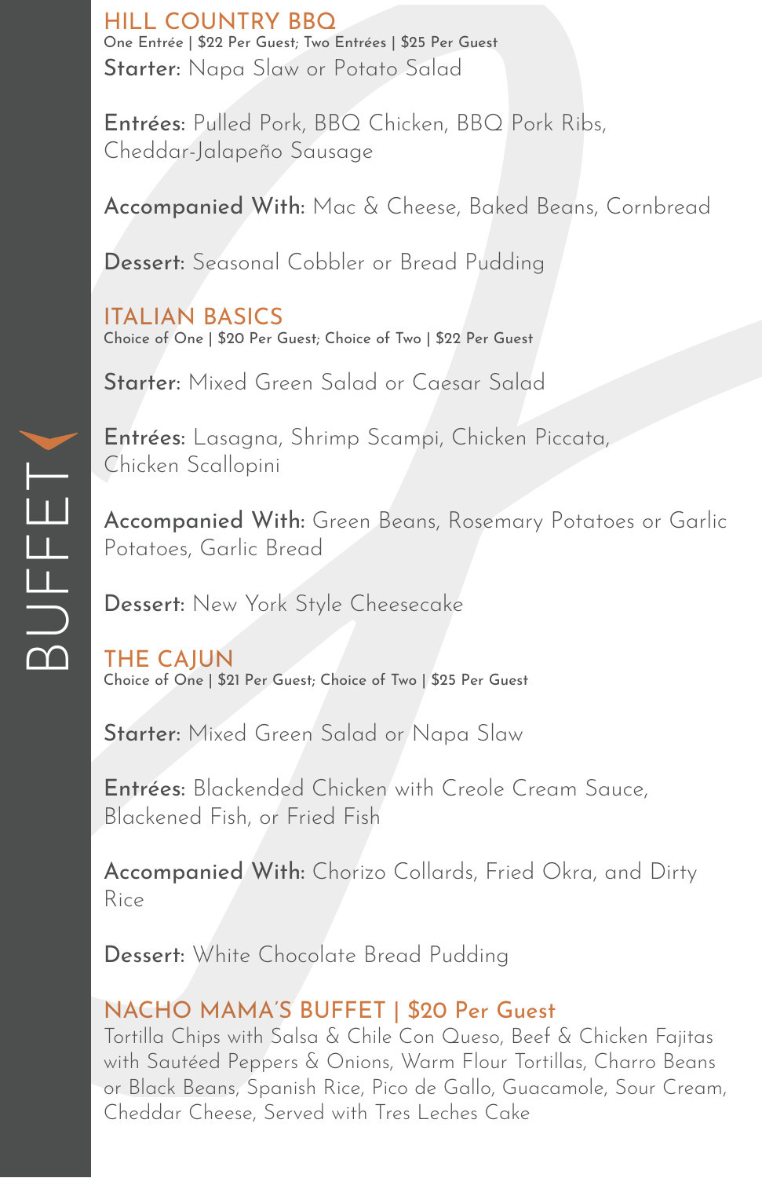# BUFFET

## HILL COUNTRY BBQ

**One Entrée | $22 Per Guest; Two Entrées | $25 Per Guest**

**Starter:** Napa Slaw or Potato Salad

**Entrées:** Pulled Pork, BBQ Chicken, BBQ Pork Ribs, Cheddar-Jalapeño Sausage

**Accompanied With:** Mac & Cheese, Baked Beans, Cornbread

**Dessert:** Seasonal Cobbler or Bread Pudding

## ITALIAN BASICS

**Choice of One | $20 Per Guest; Choice of Two | $22 Per Guest**

**Starter:** Mixed Green Salad or Caesar Salad

**Entrées:** Lasagna, Shrimp Scampi, Chicken Piccata, Chicken Scallopini

**Accompanied With:** Green Beans, Rosemary Potatoes or Garlic Potatoes, Garlic Bread

**Dessert:** New York Style Cheesecake

## THE CAJUN

**Choice of One | $21 Per Guest; Choice of Two | $25 Per Guest**

**Starter:** Mixed Green Salad or Napa Slaw

**Entrées:** Blackended Chicken with Creole Cream Sauce, Blackened Fish, or Fried Fish

**Accompanied With:** Chorizo Collards, Fried Okra, and Dirty Rice

**Dessert:** White Chocolate Bread Pudding

## NACHO MAMA'S BUFFET | $20 Per Guest

Tortilla Chips with Salsa & Chile Con Queso, Beef & Chicken Fajitas with Sautéed Peppers & Onions, Warm Flour Tortillas, Charro Beans or Black Beans, Spanish Rice, Pico de Gallo, Guacamole, Sour Cream, Cheddar Cheese, Served with Tres Leches Cake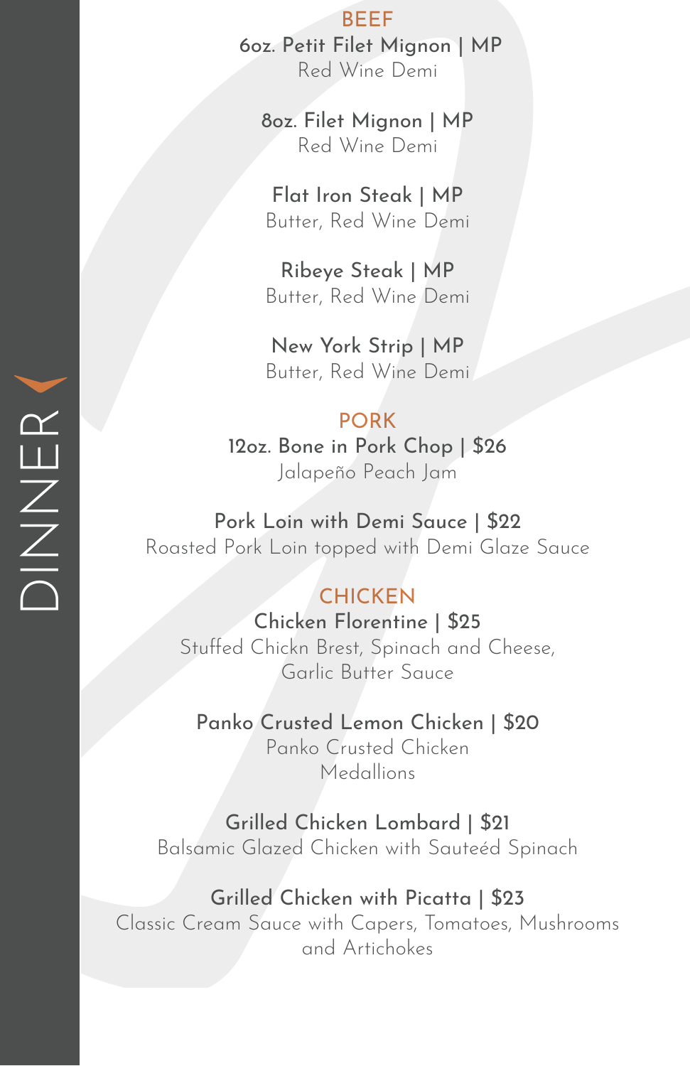# DINNER

## BEEF

**6oz. Petit Filet Mignon | MP**
Red Wine Demi

**8oz. Filet Mignon | MP**
Red Wine Demi

**Flat Iron Steak | MP**
Butter, Red Wine Demi

**Ribeye Steak | MP**
Butter, Red Wine Demi

**New York Strip | MP**
Butter, Red Wine Demi

## PORK

**12oz. Bone in Pork Chop | $26**
Jalapeño Peach Jam

**Pork Loin with Demi Sauce | $22**
Roasted Pork Loin topped with Demi Glaze Sauce

## CHICKEN

**Chicken Florentine | $25**
Stuffed Chickn Brest, Spinach and Cheese, Garlic Butter Sauce

**Panko Crusted Lemon Chicken | $20**
Panko Crusted Chicken Medallions

**Grilled Chicken Lombard | $21**
Balsamic Glazed Chicken with Sauteéd Spinach

**Grilled Chicken with Picatta | $23**
Classic Cream Sauce with Capers, Tomatoes, Mushrooms and Artichokes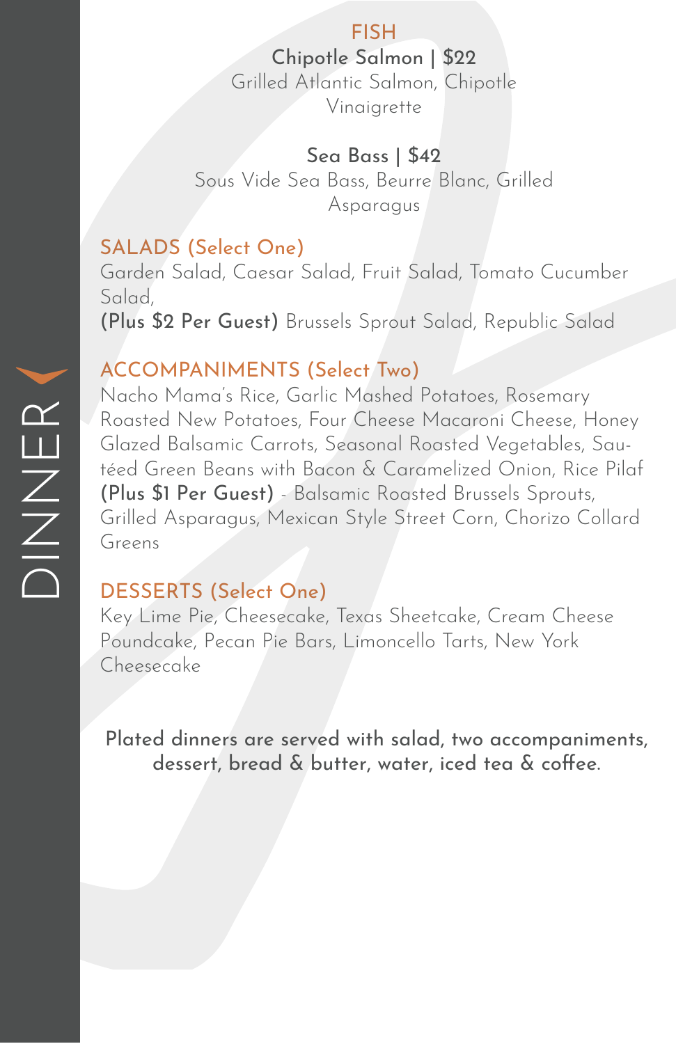# DINNER

## FISH

**Chipotle Salmon | $22**
Grilled Atlantic Salmon, Chipotle Vinaigrette

**Sea Bass | $42**
Sous Vide Sea Bass, Beurre Blanc, Grilled Asparagus

## SALADS (Select One)

Garden Salad, Caesar Salad, Fruit Salad, Tomato Cucumber Salad,
**(Plus $2 Per Guest)** Brussels Sprout Salad, Republic Salad

## ACCOMPANIMENTS (Select Two)

Nacho Mama's Rice, Garlic Mashed Potatoes, Rosemary Roasted New Potatoes, Four Cheese Macaroni Cheese, Honey Glazed Balsamic Carrots, Seasonal Roasted Vegetables, Sautéed Green Beans with Bacon & Caramelized Onion, Rice Pilaf
**(Plus $1 Per Guest)** - Balsamic Roasted Brussels Sprouts, Grilled Asparagus, Mexican Style Street Corn, Chorizo Collard Greens

## DESSERTS (Select One)

Key Lime Pie, Cheesecake, Texas Sheetcake, Cream Cheese Poundcake, Pecan Pie Bars, Limoncello Tarts, New York Cheesecake

**Plated dinners are served with salad, two accompaniments, dessert, bread & butter, water, iced tea & coffee.**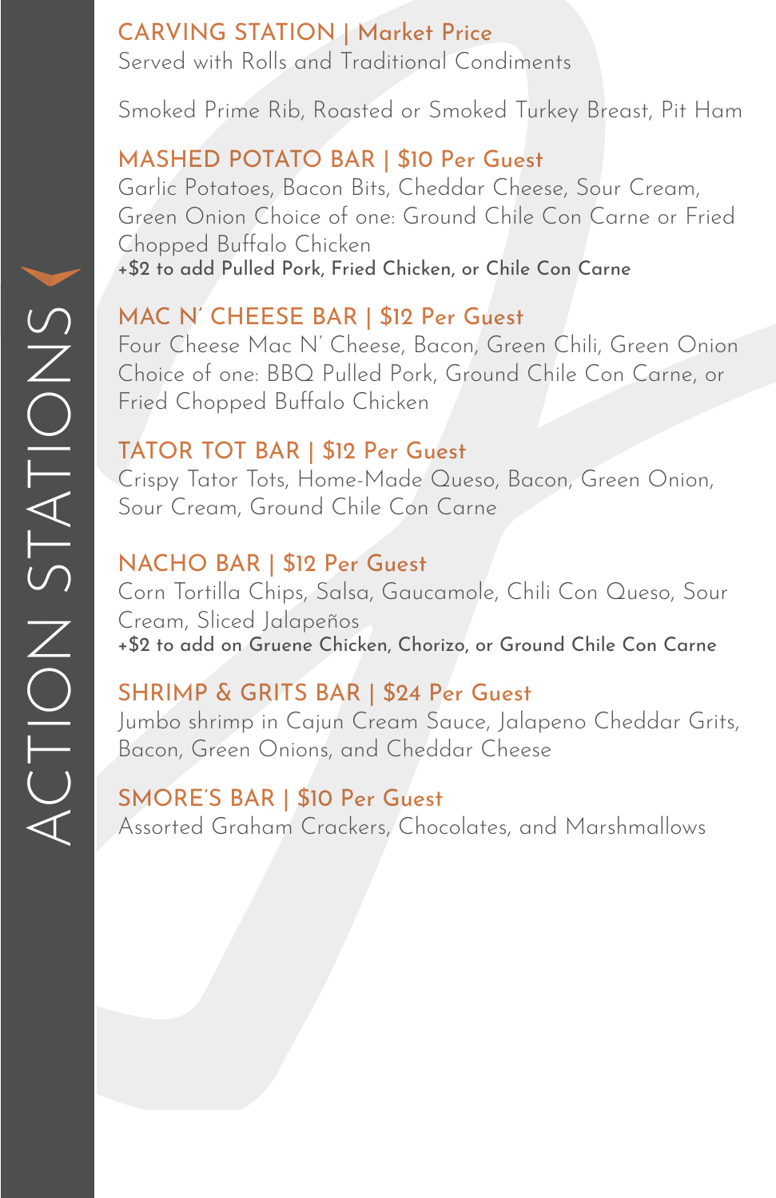# ACTION STATIONS

## CARVING STATION | Market Price

Served with Rolls and Traditional Condiments

Smoked Prime Rib, Roasted or Smoked Turkey Breast, Pit Ham

## MASHED POTATO BAR | $10 Per Guest

Garlic Potatoes, Bacon Bits, Cheddar Cheese, Sour Cream, Green Onion Choice of one: Ground Chile Con Carne or Fried Chopped Buffalo Chicken

**+$2 to add Pulled Pork, Fried Chicken, or Chile Con Carne**

## MAC N' CHEESE BAR | $12 Per Guest

Four Cheese Mac N' Cheese, Bacon, Green Chili, Green Onion Choice of one: BBQ Pulled Pork, Ground Chile Con Carne, or Fried Chopped Buffalo Chicken

## TATOR TOT BAR | $12 Per Guest

Crispy Tator Tots, Home-Made Queso, Bacon, Green Onion, Sour Cream, Ground Chile Con Carne

## NACHO BAR | $12 Per Guest

Corn Tortilla Chips, Salsa, Gaucamole, Chili Con Queso, Sour Cream, Sliced Jalapeños

**+$2 to add on Gruene Chicken, Chorizo, or Ground Chile Con Carne**

## SHRIMP & GRITS BAR | $24 Per Guest

Jumbo shrimp in Cajun Cream Sauce, Jalapeno Cheddar Grits, Bacon, Green Onions, and Cheddar Cheese

## SMORE'S BAR | $10 Per Guest

Assorted Graham Crackers, Chocolates, and Marshmallows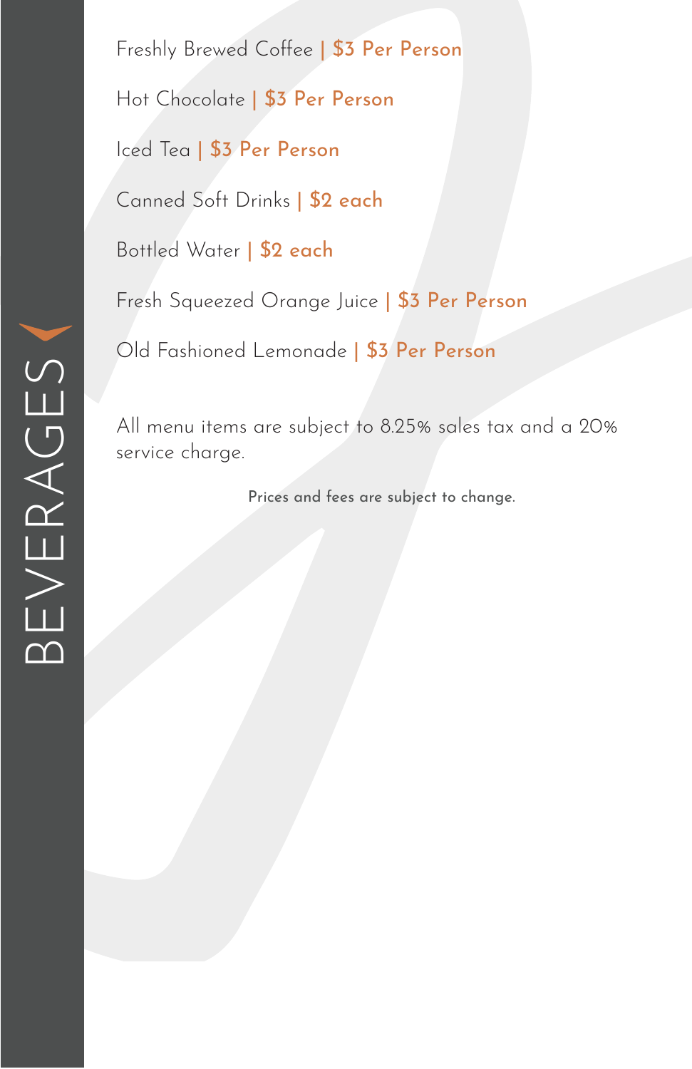# BEVERAGES

Freshly Brewed Coffee | $3 Per Person

Hot Chocolate | $3 Per Person

Iced Tea | $3 Per Person

Canned Soft Drinks | $2 each

Bottled Water | $2 each

Fresh Squeezed Orange Juice | $3 Per Person

Old Fashioned Lemonade | $3 Per Person

All menu items are subject to 8.25% sales tax and a 20% service charge.

Prices and fees are subject to change.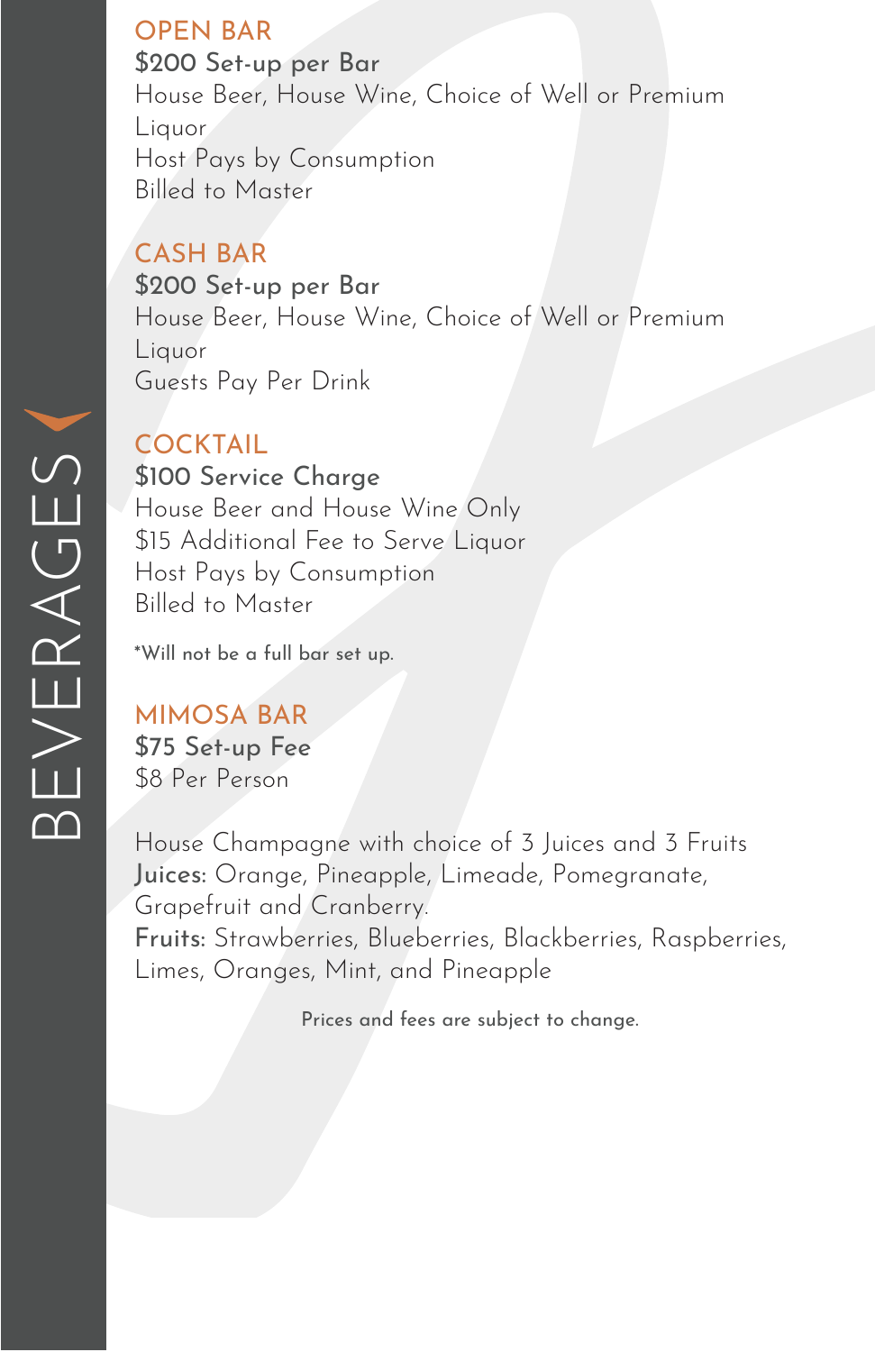# BEVERAGES

## OPEN BAR

**$200 Set-up per Bar**

House Beer, House Wine, Choice of Well or Premium Liquor

Host Pays by Consumption

Billed to Master

## CASH BAR

**$200 Set-up per Bar**

House Beer, House Wine, Choice of Well or Premium Liquor

Guests Pay Per Drink

## COCKTAIL

**$100 Service Charge**

House Beer and House Wine Only

$15 Additional Fee to Serve Liquor

Host Pays by Consumption

Billed to Master

*Will not be a full bar set up.

## MIMOSA BAR

**$75 Set-up Fee**

$8 Per Person

House Champagne with choice of 3 Juices and 3 Fruits

**Juices:** Orange, Pineapple, Limeade, Pomegranate, Grapefruit and Cranberry.

**Fruits:** Strawberries, Blueberries, Blackberries, Raspberries, Limes, Oranges, Mint, and Pineapple

Prices and fees are subject to change.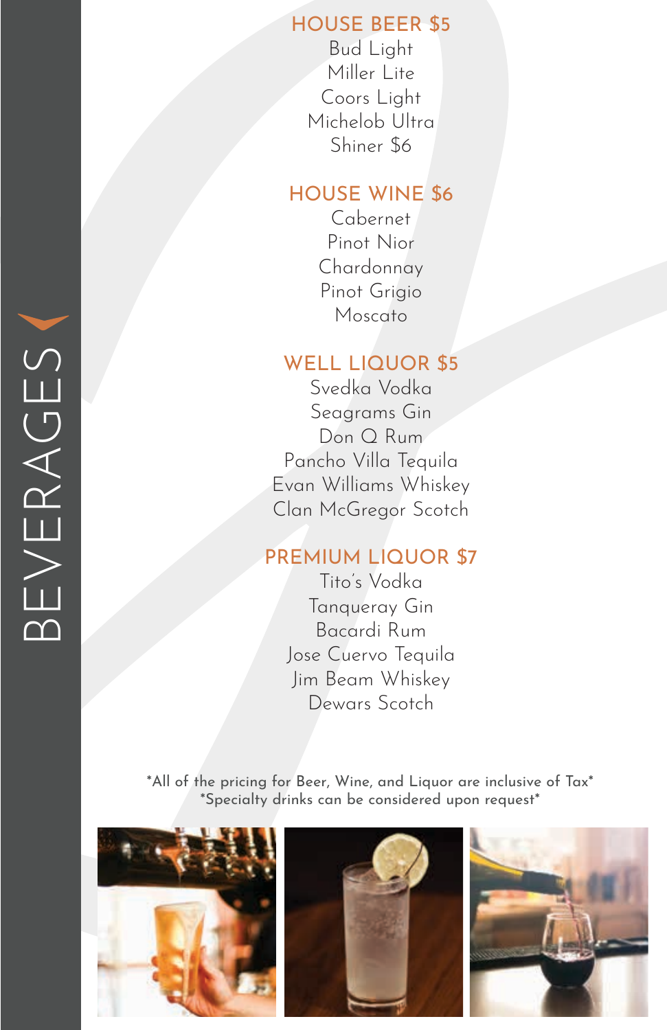# BEVERAGES

## HOUSE BEER $5

Bud Light
Miller Lite
Coors Light
Michelob Ultra
Shiner $6

## HOUSE WINE $6

Cabernet
Pinot Nior
Chardonnay
Pinot Grigio
Moscato

## WELL LIQUOR $5

Svedka Vodka
Seagrams Gin
Don Q Rum
Pancho Villa Tequila
Evan Williams Whiskey
Clan McGregor Scotch

## PREMIUM LIQUOR $7

Tito's Vodka
Tanqueray Gin
Bacardi Rum
Jose Cuervo Tequila
Jim Beam Whiskey
Dewars Scotch

*All of the pricing for Beer, Wine, and Liquor are inclusive of Tax*
*Specialty drinks can be considered upon request*